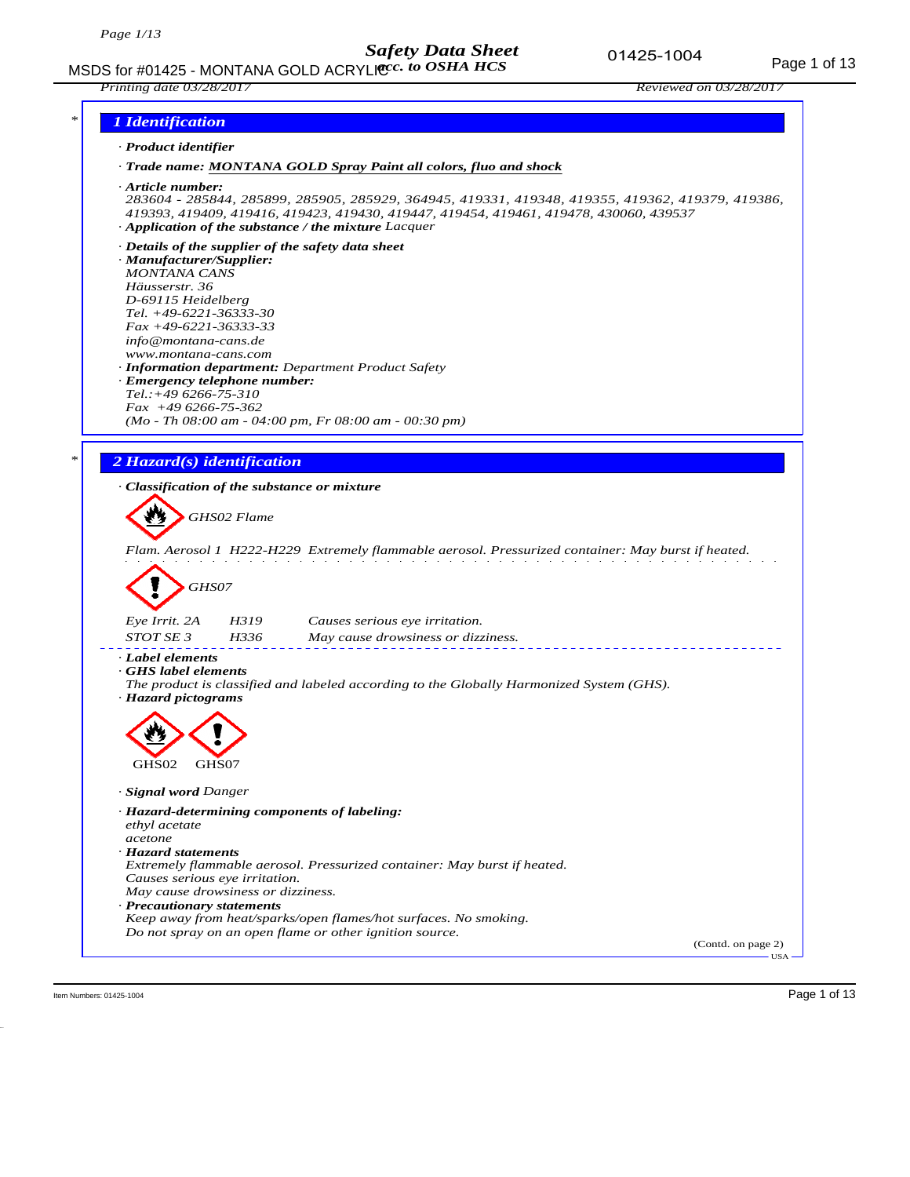# Safety Data Sheet
## acc. to OSHA HCS

MSDS for #01425 - MONTANA GOLD ACRYLIC

*Printing date 03/28/2017* *Reviewed on 03/28/2017*

## 1 Identification

· **Product identifier**

· **Trade name:** **MONTANA GOLD Spray Paint all colors, fluo and shock**

· **Article number:**
283604 - 285844, 285899, 285905, 285929, 364945, 419331, 419348, 419355, 419362, 419379, 419386, 419393, 419409, 419416, 419423, 419430, 419447, 419454, 419461, 419478, 430060, 439537

· **Application of the substance / the mixture** Lacquer

· **Details of the supplier of the safety data sheet**

· **Manufacturer/Supplier:**
MONTANA CANS
Häusserstr. 36
D-69115 Heidelberg
Tel. +49-6221-36333-30
Fax +49-6221-36333-33
info@montana-cans.de
www.montana-cans.com

· **Information department:** Department Product Safety

· **Emergency telephone number:**
Tel.:+49 6266-75-310
Fax +49 6266-75-362
(Mo - Th 08:00 am - 04:00 pm, Fr 08:00 am - 00:30 pm)

## 2 Hazard(s) identification

· **Classification of the substance or mixture**

GHS02 Flame

Flam. Aerosol 1 H222-H229 Extremely flammable aerosol. Pressurized container: May burst if heated.

GHS07

| | | |
|---|---|---|
| Eye Irrit. 2A | H319 | Causes serious eye irritation. |
| STOT SE 3 | H336 | May cause drowsiness or dizziness. |

· **Label elements**

· **GHS label elements**
The product is classified and labeled according to the Globally Harmonized System (GHS).

· **Hazard pictograms**

GHS02 GHS07

· **Signal word** Danger

· **Hazard-determining components of labeling:**
ethyl acetate
acetone

· **Hazard statements**
Extremely flammable aerosol. Pressurized container: May burst if heated.
Causes serious eye irritation.
May cause drowsiness or dizziness.

· **Precautionary statements**
Keep away from heat/sparks/open flames/hot surfaces. No smoking.
Do not spray on an open flame or other ignition source.

(Contd. on page 2)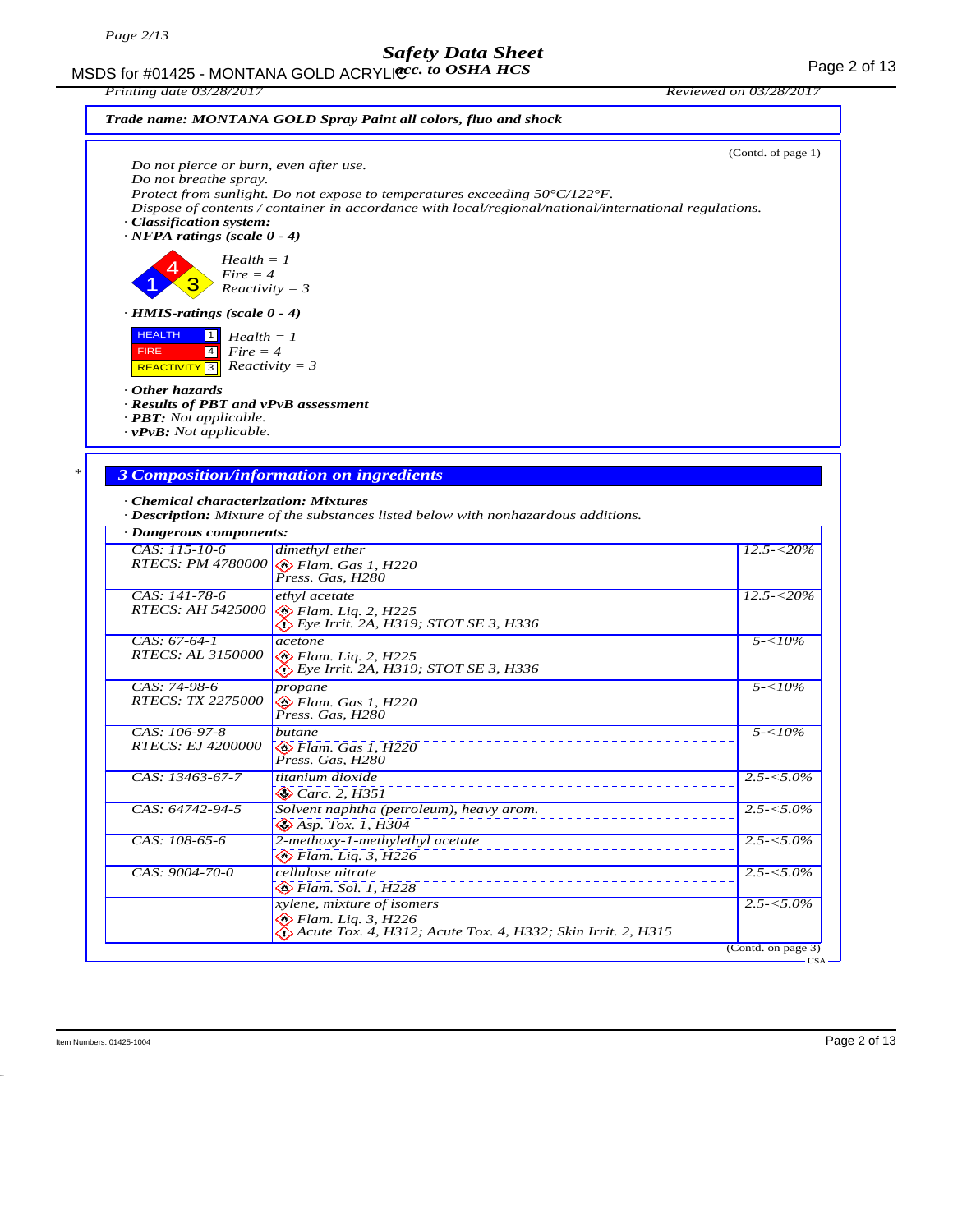**Trade name: MONTANA GOLD Spray Paint all colors, fluo and shock**

(Contd. of page 1)

Do not pierce or burn, even after use.
Do not breathe spray.
Protect from sunlight. Do not expose to temperatures exceeding 50°C/122°F.
Dispose of contents / container in accordance with local/regional/national/international regulations.

· **Classification system:**

· **NFPA ratings (scale 0 - 4)**

Health = 1
Fire = 4
Reactivity = 3

· **HMIS-ratings (scale 0 - 4)**

HEALTH 1 Health = 1
FIRE 4 Fire = 4
REACTIVITY 3 Reactivity = 3

· **Other hazards**

· **Results of PBT and vPvB assessment**

· **PBT:** Not applicable.

· **vPvB:** Not applicable.

## 3 Composition/information on ingredients

· **Chemical characterization: Mixtures**

· **Description:** Mixture of the substances listed below with nonhazardous additions.

· **Dangerous components:**

| CAS / RTECS | Component / Classification | Concentration |
|---|---|---|
| CAS: 115-10-6<br>RTECS: PM 4780000 | dimethyl ether<br>Flam. Gas 1, H220<br>Press. Gas, H280 | 12.5-<20% |
| CAS: 141-78-6<br>RTECS: AH 5425000 | ethyl acetate<br>Flam. Liq. 2, H225<br>Eye Irrit. 2A, H319; STOT SE 3, H336 | 12.5-<20% |
| CAS: 67-64-1<br>RTECS: AL 3150000 | acetone<br>Flam. Liq. 2, H225<br>Eye Irrit. 2A, H319; STOT SE 3, H336 | 5-<10% |
| CAS: 74-98-6<br>RTECS: TX 2275000 | propane<br>Flam. Gas 1, H220<br>Press. Gas, H280 | 5-<10% |
| CAS: 106-97-8<br>RTECS: EJ 4200000 | butane<br>Flam. Gas 1, H220<br>Press. Gas, H280 | 5-<10% |
| CAS: 13463-67-7 | titanium dioxide<br>Carc. 2, H351 | 2.5-<5.0% |
| CAS: 64742-94-5 | Solvent naphtha (petroleum), heavy arom.<br>Asp. Tox. 1, H304 | 2.5-<5.0% |
| CAS: 108-65-6 | 2-methoxy-1-methylethyl acetate<br>Flam. Liq. 3, H226 | 2.5-<5.0% |
| CAS: 9004-70-0 | cellulose nitrate<br>Flam. Sol. 1, H228 | 2.5-<5.0% |
| | xylene, mixture of isomers<br>Flam. Liq. 3, H226<br>Acute Tox. 4, H312; Acute Tox. 4, H332; Skin Irrit. 2, H315 | 2.5-<5.0% |

(Contd. on page 3)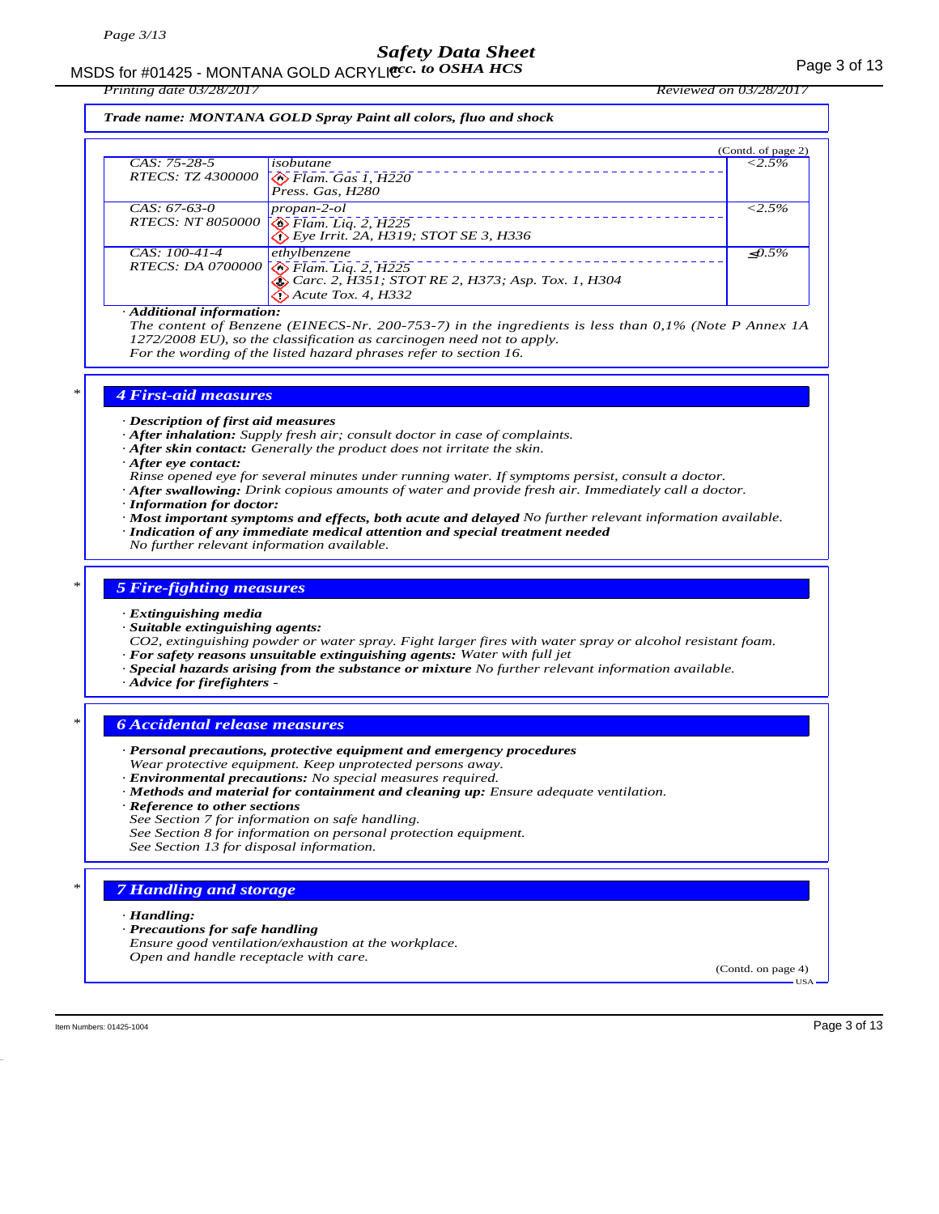**Trade name: MONTANA GOLD Spray Paint all colors, fluo and shock**

(Contd. of page 2)

| | | |
|---|---|---|
| CAS: 75-28-5<br>RTECS: TZ 4300000 | isobutane<br>Flam. Gas 1, H220<br>Press. Gas, H280 | <2.5% |
| CAS: 67-63-0<br>RTECS: NT 8050000 | propan-2-ol<br>Flam. Liq. 2, H225<br>Eye Irrit. 2A, H319; STOT SE 3, H336 | <2.5% |
| CAS: 100-41-4<br>RTECS: DA 0700000 | ethylbenzene<br>Flam. Liq. 2, H225<br>Carc. 2, H351; STOT RE 2, H373; Asp. Tox. 1, H304<br>Acute Tox. 4, H332 | ≤0.5% |

· **Additional information:**
The content of Benzene (EINECS-Nr. 200-753-7) in the ingredients is less than 0,1% (Note P Annex 1A 1272/2008 EU), so the classification as carcinogen need not to apply.
For the wording of the listed hazard phrases refer to section 16.

## 4 First-aid measures

· **Description of first aid measures**
· **After inhalation:** Supply fresh air; consult doctor in case of complaints.
· **After skin contact:** Generally the product does not irritate the skin.
· **After eye contact:**
Rinse opened eye for several minutes under running water. If symptoms persist, consult a doctor.
· **After swallowing:** Drink copious amounts of water and provide fresh air. Immediately call a doctor.
· **Information for doctor:**
· **Most important symptoms and effects, both acute and delayed** No further relevant information available.
· **Indication of any immediate medical attention and special treatment needed**
No further relevant information available.

## 5 Fire-fighting measures

· **Extinguishing media**
· **Suitable extinguishing agents:**
CO2, extinguishing powder or water spray. Fight larger fires with water spray or alcohol resistant foam.
· **For safety reasons unsuitable extinguishing agents:** Water with full jet
· **Special hazards arising from the substance or mixture** No further relevant information available.
· **Advice for firefighters** -

## 6 Accidental release measures

· **Personal precautions, protective equipment and emergency procedures**
Wear protective equipment. Keep unprotected persons away.
· **Environmental precautions:** No special measures required.
· **Methods and material for containment and cleaning up:** Ensure adequate ventilation.
· **Reference to other sections**
See Section 7 for information on safe handling.
See Section 8 for information on personal protection equipment.
See Section 13 for disposal information.

## 7 Handling and storage

· **Handling:**
· **Precautions for safe handling**
Ensure good ventilation/exhaustion at the workplace.
Open and handle receptacle with care.

(Contd. on page 4)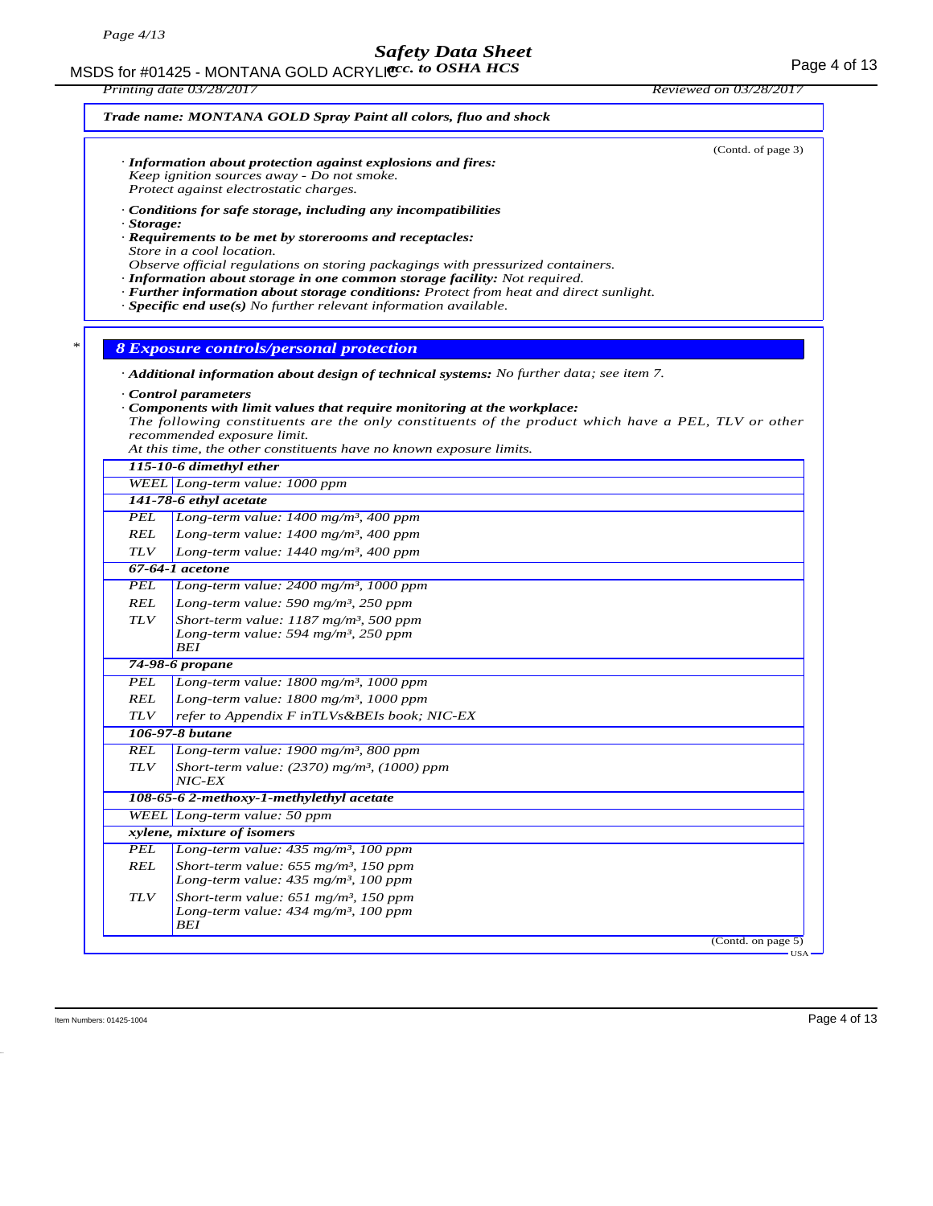*Trade name: MONTANA GOLD Spray Paint all colors, fluo and shock*

(Contd. of page 3)

· ***Information about protection against explosions and fires:***
*Keep ignition sources away - Do not smoke.*
*Protect against electrostatic charges.*

· ***Conditions for safe storage, including any incompatibilities***
· ***Storage:***
· ***Requirements to be met by storerooms and receptacles:***
*Store in a cool location.*
*Observe official regulations on storing packagings with pressurized containers.*
· ***Information about storage in one common storage facility:*** *Not required.*
· ***Further information about storage conditions:*** *Protect from heat and direct sunlight.*
· ***Specific end use(s)*** *No further relevant information available.*

\*

## 8 Exposure controls/personal protection

· ***Additional information about design of technical systems:*** *No further data; see item 7.*

· ***Control parameters***
· ***Components with limit values that require monitoring at the workplace:***
*The following constituents are the only constituents of the product which have a PEL, TLV or other recommended exposure limit.*
*At this time, the other constituents have no known exposure limits.*

| | |
|---|---|
| **115-10-6 dimethyl ether** | |
| WEEL | Long-term value: 1000 ppm |
| **141-78-6 ethyl acetate** | |
| PEL | Long-term value: 1400 mg/m³, 400 ppm |
| REL | Long-term value: 1400 mg/m³, 400 ppm |
| TLV | Long-term value: 1440 mg/m³, 400 ppm |
| **67-64-1 acetone** | |
| PEL | Long-term value: 2400 mg/m³, 1000 ppm |
| REL | Long-term value: 590 mg/m³, 250 ppm |
| TLV | Short-term value: 1187 mg/m³, 500 ppm<br>Long-term value: 594 mg/m³, 250 ppm<br>BEI |
| **74-98-6 propane** | |
| PEL | Long-term value: 1800 mg/m³, 1000 ppm |
| REL | Long-term value: 1800 mg/m³, 1000 ppm |
| TLV | refer to Appendix F inTLVs&BEIs book; NIC-EX |
| **106-97-8 butane** | |
| REL | Long-term value: 1900 mg/m³, 800 ppm |
| TLV | Short-term value: (2370) mg/m³, (1000) ppm<br>NIC-EX |
| **108-65-6 2-methoxy-1-methylethyl acetate** | |
| WEEL | Long-term value: 50 ppm |
| **xylene, mixture of isomers** | |
| PEL | Long-term value: 435 mg/m³, 100 ppm |
| REL | Short-term value: 655 mg/m³, 150 ppm<br>Long-term value: 435 mg/m³, 100 ppm |
| TLV | Short-term value: 651 mg/m³, 150 ppm<br>Long-term value: 434 mg/m³, 100 ppm<br>BEI |

(Contd. on page 5)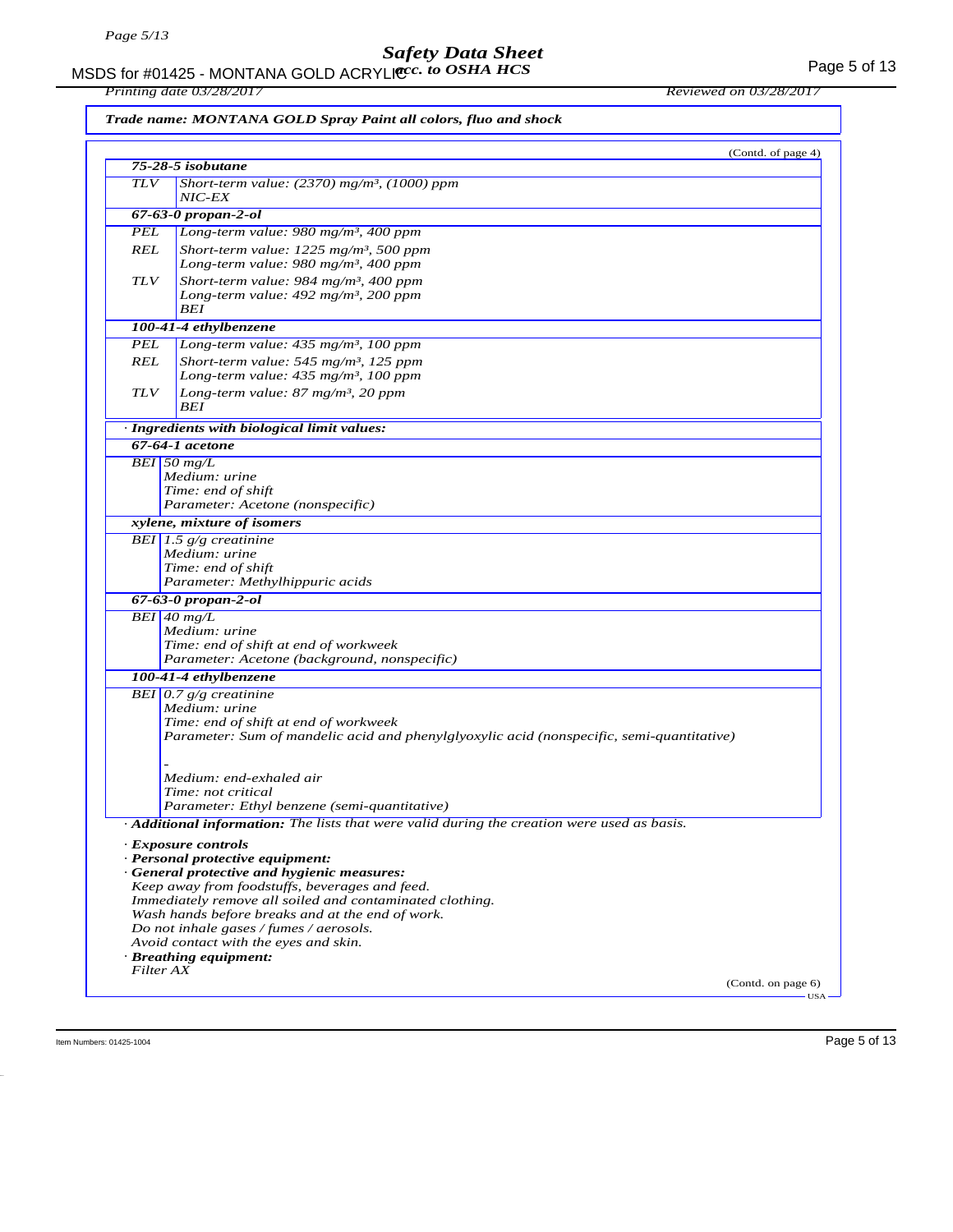**Trade name: MONTANA GOLD Spray Paint all colors, fluo and shock**

(Contd. of page 4)

| **75-28-5 isobutane** | |
|---|---|
| TLV | Short-term value: (2370) mg/m³, (1000) ppm<br>NIC-EX |
| **67-63-0 propan-2-ol** | |
| PEL | Long-term value: 980 mg/m³, 400 ppm |
| REL | Short-term value: 1225 mg/m³, 500 ppm<br>Long-term value: 980 mg/m³, 400 ppm |
| TLV | Short-term value: 984 mg/m³, 400 ppm<br>Long-term value: 492 mg/m³, 200 ppm<br>BEI |
| **100-41-4 ethylbenzene** | |
| PEL | Long-term value: 435 mg/m³, 100 ppm |
| REL | Short-term value: 545 mg/m³, 125 ppm<br>Long-term value: 435 mg/m³, 100 ppm |
| TLV | Long-term value: 87 mg/m³, 20 ppm<br>BEI |

· **Ingredients with biological limit values:**

| **67-64-1 acetone** | |
|---|---|
| BEI | 50 mg/L<br>Medium: urine<br>Time: end of shift<br>Parameter: Acetone (nonspecific) |
| **xylene, mixture of isomers** | |
| BEI | 1.5 g/g creatinine<br>Medium: urine<br>Time: end of shift<br>Parameter: Methylhippuric acids |
| **67-63-0 propan-2-ol** | |
| BEI | 40 mg/L<br>Medium: urine<br>Time: end of shift at end of workweek<br>Parameter: Acetone (background, nonspecific) |
| **100-41-4 ethylbenzene** | |
| BEI | 0.7 g/g creatinine<br>Medium: urine<br>Time: end of shift at end of workweek<br>Parameter: Sum of mandelic acid and phenylglyoxylic acid (nonspecific, semi-quantitative)<br><br>-<br>Medium: end-exhaled air<br>Time: not critical<br>Parameter: Ethyl benzene (semi-quantitative) |

· **Additional information:** The lists that were valid during the creation were used as basis.

· **Exposure controls**

· **Personal protective equipment:**

· **General protective and hygienic measures:**

Keep away from foodstuffs, beverages and feed.
Immediately remove all soiled and contaminated clothing.
Wash hands before breaks and at the end of work.
Do not inhale gases / fumes / aerosols.
Avoid contact with the eyes and skin.

· **Breathing equipment:**

Filter AX

(Contd. on page 6)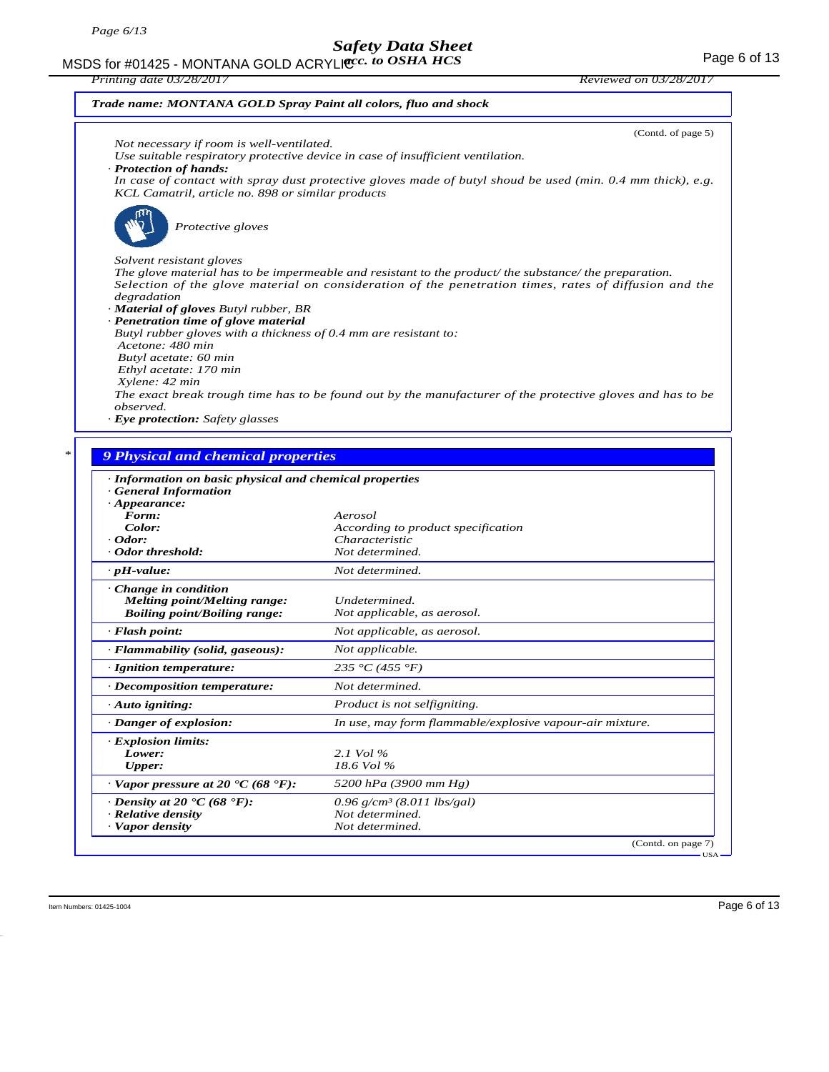**Trade name: MONTANA GOLD Spray Paint all colors, fluo and shock**

(Contd. of page 5)

*Not necessary if room is well-ventilated.*
*Use suitable respiratory protective device in case of insufficient ventilation.*

· ***Protection of hands:***
*In case of contact with spray dust protective gloves made of butyl shoud be used (min. 0.4 mm thick), e.g. KCL Camatril, article no. 898 or similar products*

*Protective gloves*

*Solvent resistant gloves*
*The glove material has to be impermeable and resistant to the product/ the substance/ the preparation.*
*Selection of the glove material on consideration of the penetration times, rates of diffusion and the degradation*

· ***Material of gloves*** *Butyl rubber, BR*
· ***Penetration time of glove material***
*Butyl rubber gloves with a thickness of 0.4 mm are resistant to:*
*Acetone: 480 min*
*Butyl acetate: 60 min*
*Ethyl acetate: 170 min*
*Xylene: 42 min*
*The exact break trough time has to be found out by the manufacturer of the protective gloves and has to be observed.*

· ***Eye protection:*** *Safety glasses*

## 9 Physical and chemical properties

· ***Information on basic physical and chemical properties***
· ***General Information***

| | |
|---|---|
| · ***Appearance:*** | |
| ***Form:*** | *Aerosol* |
| ***Color:*** | *According to product specification* |
| · ***Odor:*** | *Characteristic* |
| · ***Odor threshold:*** | *Not determined.* |
| · ***pH-value:*** | *Not determined.* |
| · ***Change in condition*** | |
| ***Melting point/Melting range:*** | *Undetermined.* |
| ***Boiling point/Boiling range:*** | *Not applicable, as aerosol.* |
| · ***Flash point:*** | *Not applicable, as aerosol.* |
| · ***Flammability (solid, gaseous):*** | *Not applicable.* |
| · ***Ignition temperature:*** | *235 °C (455 °F)* |
| · ***Decomposition temperature:*** | *Not determined.* |
| · ***Auto igniting:*** | *Product is not selfigniting.* |
| · ***Danger of explosion:*** | *In use, may form flammable/explosive vapour-air mixture.* |
| · ***Explosion limits:*** | |
| ***Lower:*** | *2.1 Vol %* |
| ***Upper:*** | *18.6 Vol %* |
| · ***Vapor pressure at 20 °C (68 °F):*** | *5200 hPa (3900 mm Hg)* |
| · ***Density at 20 °C (68 °F):*** | *0.96 g/cm³ (8.011 lbs/gal)* |
| · ***Relative density*** | *Not determined.* |
| · ***Vapor density*** | *Not determined.* |

(Contd. on page 7)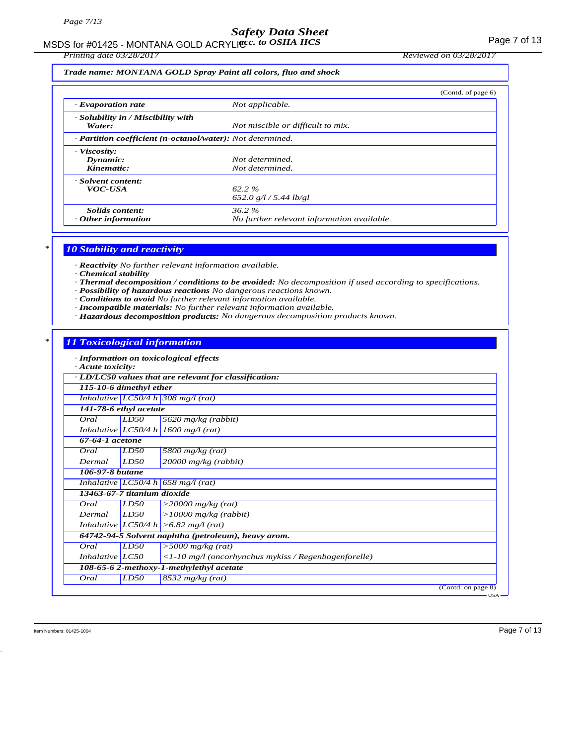*Trade name: MONTANA GOLD Spray Paint all colors, fluo and shock*

(Contd. of page 6)

| | |
|---|---|
| · **Evaporation rate** | Not applicable. |
| · **Solubility in / Miscibility with Water:** | Not miscible or difficult to mix. |
| · **Partition coefficient (n-octanol/water):** | Not determined. |
| · **Viscosity:** | |
| **Dynamic:** | Not determined. |
| **Kinematic:** | Not determined. |
| · **Solvent content:** | |
| **VOC-USA** | 62.2 % |
| | 652.0 g/l / 5.44 lb/gl |
| **Solids content:** | 36.2 % |
| · **Other information** | No further relevant information available. |

## * 10 Stability and reactivity

· **Reactivity** No further relevant information available.
· **Chemical stability**
· **Thermal decomposition / conditions to be avoided:** No decomposition if used according to specifications.
· **Possibility of hazardous reactions** No dangerous reactions known.
· **Conditions to avoid** No further relevant information available.
· **Incompatible materials:** No further relevant information available.
· **Hazardous decomposition products:** No dangerous decomposition products known.

## * 11 Toxicological information

· **Information on toxicological effects**
· **Acute toxicity:**

| · **LD/LC50 values that are relevant for classification:** | | |
|---|---|---|
| **115-10-6 dimethyl ether** | | |
| Inhalative | LC50/4 h | 308 mg/l (rat) |
| **141-78-6 ethyl acetate** | | |
| Oral | LD50 | 5620 mg/kg (rabbit) |
| Inhalative | LC50/4 h | 1600 mg/l (rat) |
| **67-64-1 acetone** | | |
| Oral | LD50 | 5800 mg/kg (rat) |
| Dermal | LD50 | 20000 mg/kg (rabbit) |
| **106-97-8 butane** | | |
| Inhalative | LC50/4 h | 658 mg/l (rat) |
| **13463-67-7 titanium dioxide** | | |
| Oral | LD50 | >20000 mg/kg (rat) |
| Dermal | LD50 | >10000 mg/kg (rabbit) |
| Inhalative | LC50/4 h | >6.82 mg/l (rat) |
| **64742-94-5 Solvent naphtha (petroleum), heavy arom.** | | |
| Oral | LD50 | >5000 mg/kg (rat) |
| Inhalative | LC50 | <1-10 mg/l (oncorhynchus mykiss / Regenbogenforelle) |
| **108-65-6 2-methoxy-1-methylethyl acetate** | | |
| Oral | LD50 | 8532 mg/kg (rat) |

(Contd. on page 8)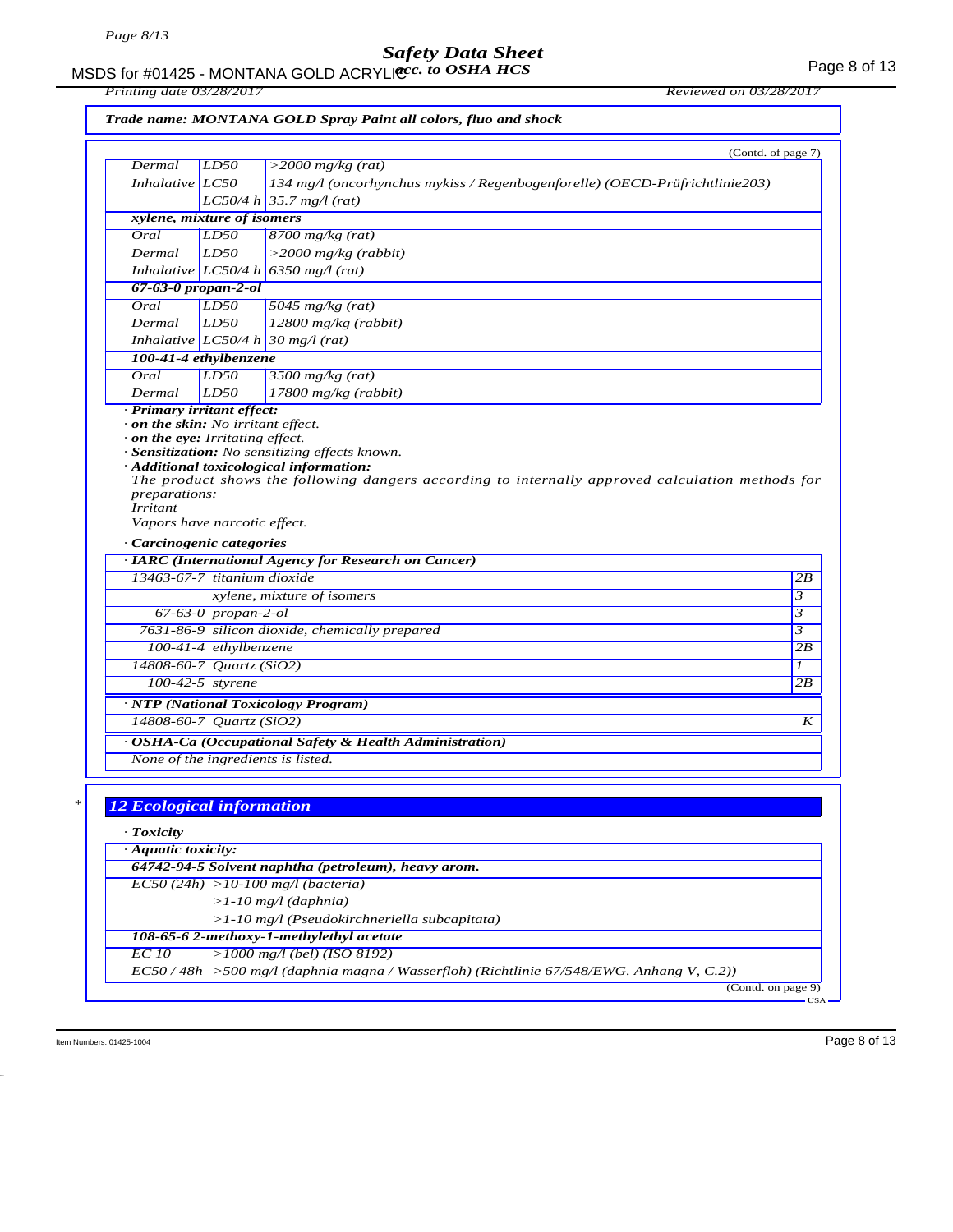Trade name: MONTANA GOLD Spray Paint all colors, fluo and shock

(Contd. of page 7)

| | | |
|---|---|---|
| Dermal | LD50 | >2000 mg/kg (rat) |
| Inhalative | LC50 | 134 mg/l (oncorhynchus mykiss / Regenbogenforelle) (OECD-Prüfrichtlinie203) |
| | LC50/4 h | 35.7 mg/l (rat) |
| **xylene, mixture of isomers** | | |
| Oral | LD50 | 8700 mg/kg (rat) |
| Dermal | LD50 | >2000 mg/kg (rabbit) |
| Inhalative | LC50/4 h | 6350 mg/l (rat) |
| **67-63-0 propan-2-ol** | | |
| Oral | LD50 | 5045 mg/kg (rat) |
| Dermal | LD50 | 12800 mg/kg (rabbit) |
| Inhalative | LC50/4 h | 30 mg/l (rat) |
| **100-41-4 ethylbenzene** | | |
| Oral | LD50 | 3500 mg/kg (rat) |
| Dermal | LD50 | 17800 mg/kg (rabbit) |

· **Primary irritant effect:**
· **on the skin:** No irritant effect.
· **on the eye:** Irritating effect.
· **Sensitization:** No sensitizing effects known.
· **Additional toxicological information:**
The product shows the following dangers according to internally approved calculation methods for preparations:
Irritant
Vapors have narcotic effect.

· **Carcinogenic categories**

| · IARC (International Agency for Research on Cancer) | | |
|---|---|---|
| 13463-67-7 | titanium dioxide | 2B |
| | xylene, mixture of isomers | 3 |
| 67-63-0 | propan-2-ol | 3 |
| 7631-86-9 | silicon dioxide, chemically prepared | 3 |
| 100-41-4 | ethylbenzene | 2B |
| 14808-60-7 | Quartz (SiO2) | 1 |
| 100-42-5 | styrene | 2B |

| · NTP (National Toxicology Program) | | |
|---|---|---|
| 14808-60-7 | Quartz (SiO2) | K |

| · OSHA-Ca (Occupational Safety & Health Administration) |
|---|
| None of the ingredients is listed. |

## 12 Ecological information

· **Toxicity**

| · Aquatic toxicity: | |
|---|---|
| **64742-94-5 Solvent naphtha (petroleum), heavy arom.** | |
| EC50 (24h) | >10-100 mg/l (bacteria) |
| | >1-10 mg/l (daphnia) |
| | >1-10 mg/l (Pseudokirchneriella subcapitata) |
| **108-65-6 2-methoxy-1-methylethyl acetate** | |
| EC 10 | >1000 mg/l (bel) (ISO 8192) |
| EC50 / 48h | >500 mg/l (daphnia magna / Wasserfloh) (Richtlinie 67/548/EWG. Anhang V, C.2)) |

(Contd. on page 9)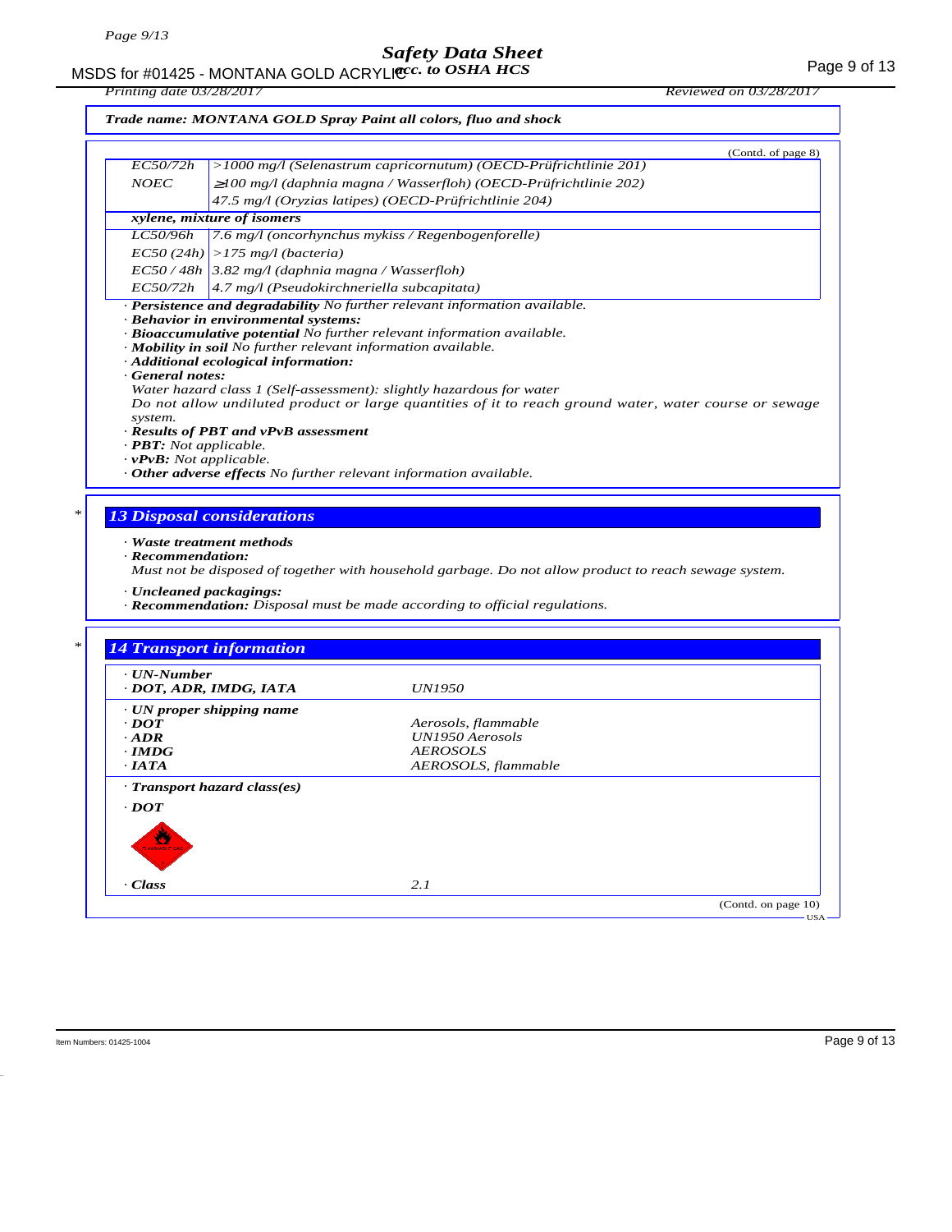**Trade name: MONTANA GOLD Spray Paint all colors, fluo and shock**

(Contd. of page 8)

| | |
|---|---|
| EC50/72h | >1000 mg/l (Selenastrum capricornutum) (OECD-Prüfrichtlinie 201) |
| NOEC | ≥100 mg/l (daphnia magna / Wasserfloh) (OECD-Prüfrichtlinie 202) |
| | 47.5 mg/l (Oryzias latipes) (OECD-Prüfrichtlinie 204) |
| **xylene, mixture of isomers** | |
| LC50/96h | 7.6 mg/l (oncorhynchus mykiss / Regenbogenforelle) |
| EC50 (24h) | >175 mg/l (bacteria) |
| EC50 / 48h | 3.82 mg/l (daphnia magna / Wasserfloh) |
| EC50/72h | 4.7 mg/l (Pseudokirchneriella subcapitata) |

· **Persistence and degradability** No further relevant information available.
· **Behavior in environmental systems:**
· **Bioaccumulative potential** No further relevant information available.
· **Mobility in soil** No further relevant information available.
· **Additional ecological information:**
· **General notes:**
Water hazard class 1 (Self-assessment): slightly hazardous for water
Do not allow undiluted product or large quantities of it to reach ground water, water course or sewage system.
· **Results of PBT and vPvB assessment**
· **PBT:** Not applicable.
· **vPvB:** Not applicable.
· **Other adverse effects** No further relevant information available.

## 13 Disposal considerations

· **Waste treatment methods**
· **Recommendation:**
Must not be disposed of together with household garbage. Do not allow product to reach sewage system.

· **Uncleaned packagings:**
· **Recommendation:** Disposal must be made according to official regulations.

## 14 Transport information

| | |
|---|---|
| · **UN-Number** | |
| · **DOT, ADR, IMDG, IATA** | UN1950 |
| · **UN proper shipping name** | |
| · **DOT** | Aerosols, flammable |
| · **ADR** | UN1950 Aerosols |
| · **IMDG** | AEROSOLS |
| · **IATA** | AEROSOLS, flammable |
| · **Transport hazard class(es)** | |
| · **DOT** | |
| · **Class** | 2.1 |

(Contd. on page 10)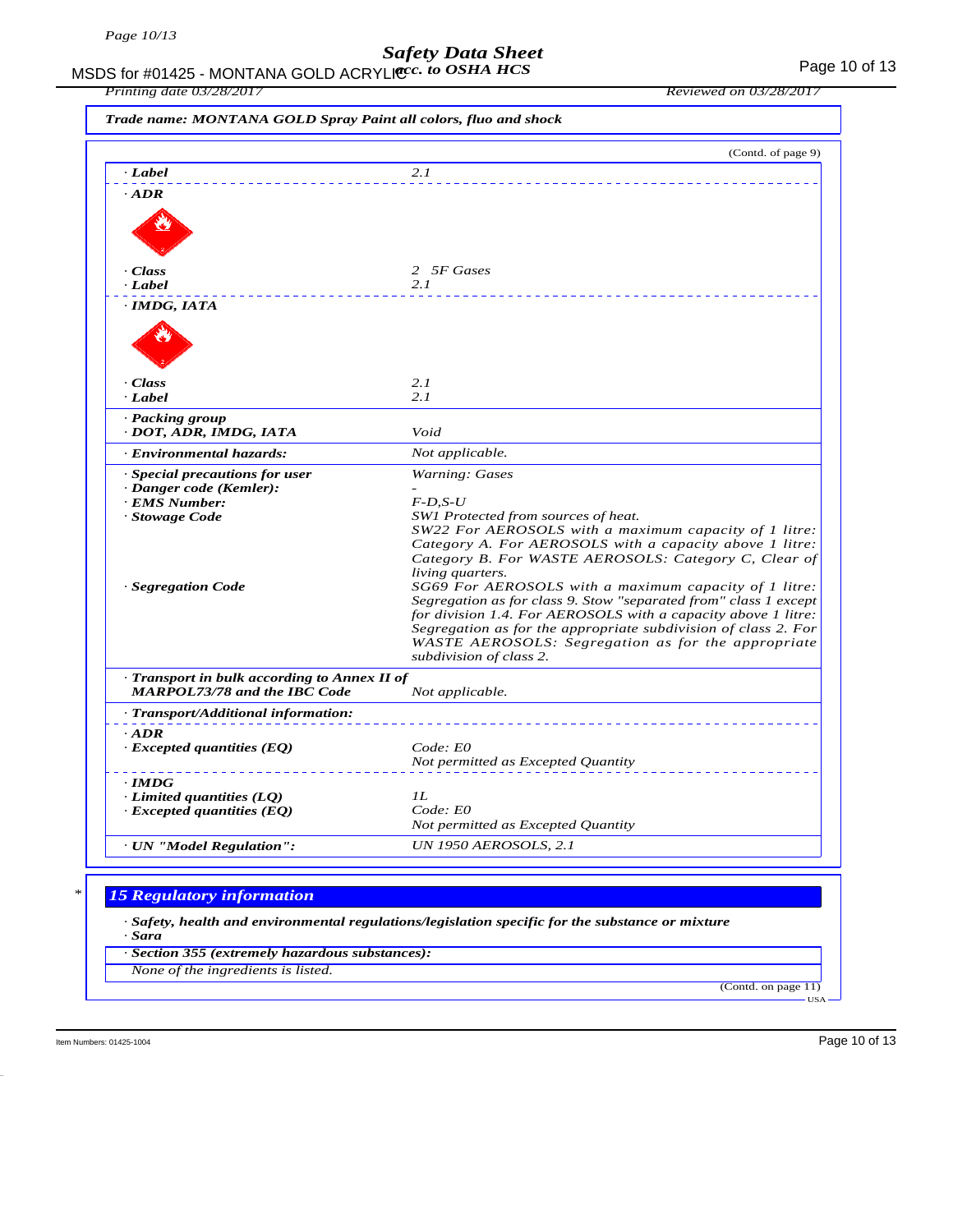Trade name: MONTANA GOLD Spray Paint all colors, fluo and shock

(Contd. of page 9)

| | |
|---|---|
| · **Label** | 2.1 |
| · **ADR** | |
| · **Class** | 2 5F Gases |
| · **Label** | 2.1 |
| · **IMDG, IATA** | |
| · **Class** | 2.1 |
| · **Label** | 2.1 |
| · **Packing group** · **DOT, ADR, IMDG, IATA** | Void |
| · **Environmental hazards:** | Not applicable. |
| · **Special precautions for user** | Warning: Gases |
| · **Danger code (Kemler):** | - |
| · **EMS Number:** | F-D,S-U |
| · **Stowage Code** | SW1 Protected from sources of heat. SW22 For AEROSOLS with a maximum capacity of 1 litre: Category A. For AEROSOLS with a capacity above 1 litre: Category B. For WASTE AEROSOLS: Category C, Clear of living quarters. |
| · **Segregation Code** | SG69 For AEROSOLS with a maximum capacity of 1 litre: Segregation as for class 9. Stow "separated from" class 1 except for division 1.4. For AEROSOLS with a capacity above 1 litre: Segregation as for the appropriate subdivision of class 2. For WASTE AEROSOLS: Segregation as for the appropriate subdivision of class 2. |
| · **Transport in bulk according to Annex II of MARPOL73/78 and the IBC Code** | Not applicable. |
| · **Transport/Additional information:** | |
| · **ADR** | |
| · **Excepted quantities (EQ)** | Code: E0 Not permitted as Excepted Quantity |
| · **IMDG** | |
| · **Limited quantities (LQ)** | 1L |
| · **Excepted quantities (EQ)** | Code: E0 Not permitted as Excepted Quantity |
| · **UN "Model Regulation":** | UN 1950 AEROSOLS, 2.1 |

## 15 Regulatory information

· **Safety, health and environmental regulations/legislation specific for the substance or mixture**

· **Sara**

· **Section 355 (extremely hazardous substances):**

None of the ingredients is listed.

(Contd. on page 11)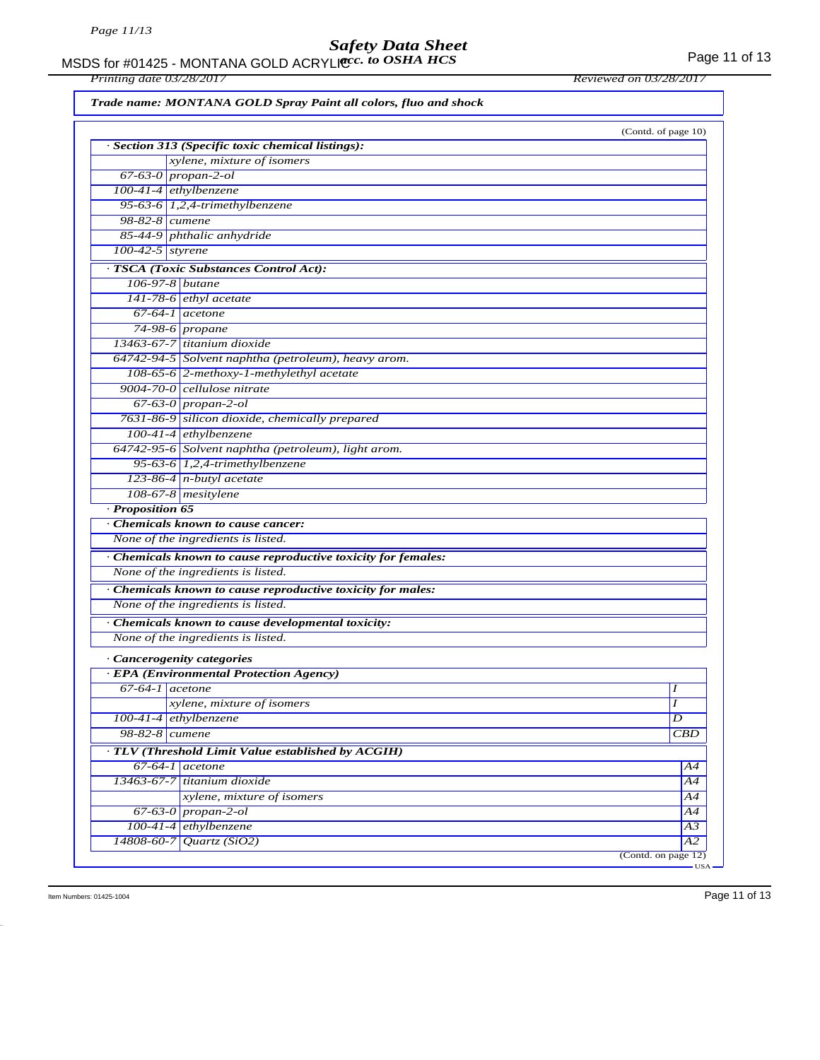*Trade name: MONTANA GOLD Spray Paint all colors, fluo and shock*

(Contd. of page 10)

**· Section 313 (Specific toxic chemical listings):**

| | |
|---|---|
| | xylene, mixture of isomers |
| 67-63-0 | propan-2-ol |
| 100-41-4 | ethylbenzene |
| 95-63-6 | 1,2,4-trimethylbenzene |
| 98-82-8 | cumene |
| 85-44-9 | phthalic anhydride |
| 100-42-5 | styrene |

**· TSCA (Toxic Substances Control Act):**

| | |
|---|---|
| 106-97-8 | butane |
| 141-78-6 | ethyl acetate |
| 67-64-1 | acetone |
| 74-98-6 | propane |
| 13463-67-7 | titanium dioxide |
| 64742-94-5 | Solvent naphtha (petroleum), heavy arom. |
| 108-65-6 | 2-methoxy-1-methylethyl acetate |
| 9004-70-0 | cellulose nitrate |
| 67-63-0 | propan-2-ol |
| 7631-86-9 | silicon dioxide, chemically prepared |
| 100-41-4 | ethylbenzene |
| 64742-95-6 | Solvent naphtha (petroleum), light arom. |
| 95-63-6 | 1,2,4-trimethylbenzene |
| 123-86-4 | n-butyl acetate |
| 108-67-8 | mesitylene |

**· Proposition 65**

**· Chemicals known to cause cancer:**

None of the ingredients is listed.

**· Chemicals known to cause reproductive toxicity for females:**

None of the ingredients is listed.

**· Chemicals known to cause reproductive toxicity for males:**

None of the ingredients is listed.

**· Chemicals known to cause developmental toxicity:**

None of the ingredients is listed.

**· Cancerogenity categories**

**· EPA (Environmental Protection Agency)**

| | | |
|---|---|---|
| 67-64-1 | acetone | I |
| | xylene, mixture of isomers | I |
| 100-41-4 | ethylbenzene | D |
| 98-82-8 | cumene | CBD |

**· TLV (Threshold Limit Value established by ACGIH)**

| | | |
|---|---|---|
| 67-64-1 | acetone | A4 |
| 13463-67-7 | titanium dioxide | A4 |
| | xylene, mixture of isomers | A4 |
| 67-63-0 | propan-2-ol | A4 |
| 100-41-4 | ethylbenzene | A3 |
| 14808-60-7 | Quartz ($SiO_2$) | A2 |

(Contd. on page 12)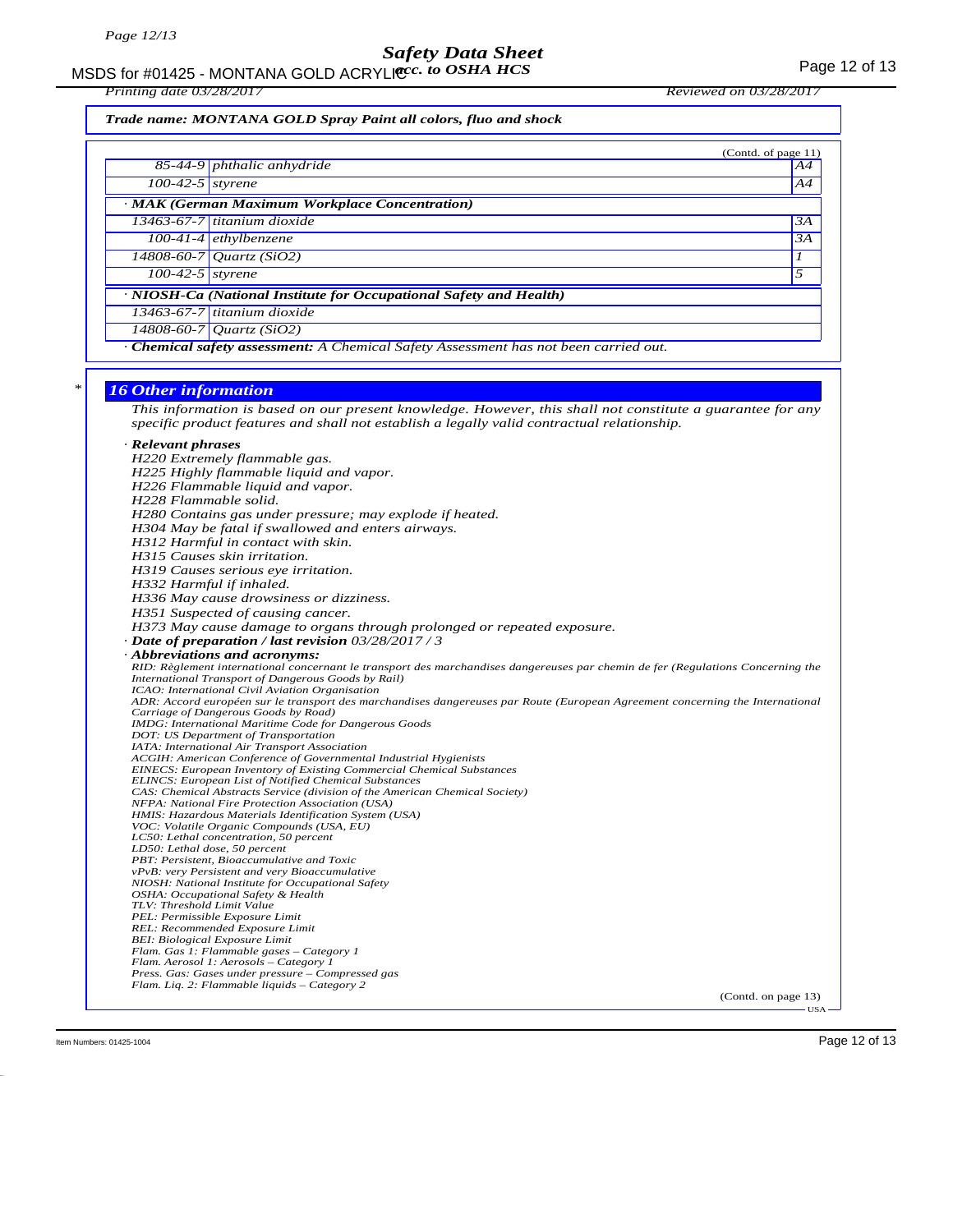*Trade name: MONTANA GOLD Spray Paint all colors, fluo and shock*

(Contd. of page 11)

| | | |
|---|---|---|
| 85-44-9 | phthalic anhydride | A4 |
| 100-42-5 | styrene | A4 |
| **· MAK (German Maximum Workplace Concentration)** | | |
| 13463-67-7 | titanium dioxide | 3A |
| 100-41-4 | ethylbenzene | 3A |
| 14808-60-7 | Quartz (SiO2) | 1 |
| 100-42-5 | styrene | 5 |
| **· NIOSH-Ca (National Institute for Occupational Safety and Health)** | | |
| 13463-67-7 | titanium dioxide | |
| 14808-60-7 | Quartz (SiO2) | |

· **Chemical safety assessment:** A Chemical Safety Assessment has not been carried out.

\*

## 16 Other information

This information is based on our present knowledge. However, this shall not constitute a guarantee for any specific product features and shall not establish a legally valid contractual relationship.

· **Relevant phrases**

H220 Extremely flammable gas.
H225 Highly flammable liquid and vapor.
H226 Flammable liquid and vapor.
H228 Flammable solid.
H280 Contains gas under pressure; may explode if heated.
H304 May be fatal if swallowed and enters airways.
H312 Harmful in contact with skin.
H315 Causes skin irritation.
H319 Causes serious eye irritation.
H332 Harmful if inhaled.
H336 May cause drowsiness or dizziness.
H351 Suspected of causing cancer.
H373 May cause damage to organs through prolonged or repeated exposure.

· **Date of preparation / last revision** 03/28/2017 / 3

· **Abbreviations and acronyms:**

RID: Règlement international concernant le transport des marchandises dangereuses par chemin de fer (Regulations Concerning the International Transport of Dangerous Goods by Rail)
ICAO: International Civil Aviation Organisation
ADR: Accord européen sur le transport des marchandises dangereuses par Route (European Agreement concerning the International Carriage of Dangerous Goods by Road)
IMDG: International Maritime Code for Dangerous Goods
DOT: US Department of Transportation
IATA: International Air Transport Association
ACGIH: American Conference of Governmental Industrial Hygienists
EINECS: European Inventory of Existing Commercial Chemical Substances
ELINCS: European List of Notified Chemical Substances
CAS: Chemical Abstracts Service (division of the American Chemical Society)
NFPA: National Fire Protection Association (USA)
HMIS: Hazardous Materials Identification System (USA)
VOC: Volatile Organic Compounds (USA, EU)
LC50: Lethal concentration, 50 percent
LD50: Lethal dose, 50 percent
PBT: Persistent, Bioaccumulative and Toxic
vPvB: very Persistent and very Bioaccumulative
NIOSH: National Institute for Occupational Safety
OSHA: Occupational Safety & Health
TLV: Threshold Limit Value
PEL: Permissible Exposure Limit
REL: Recommended Exposure Limit
BEI: Biological Exposure Limit
Flam. Gas 1: Flammable gases – Category 1
Flam. Aerosol 1: Aerosols – Category 1
Press. Gas: Gases under pressure – Compressed gas
Flam. Liq. 2: Flammable liquids – Category 2

(Contd. on page 13)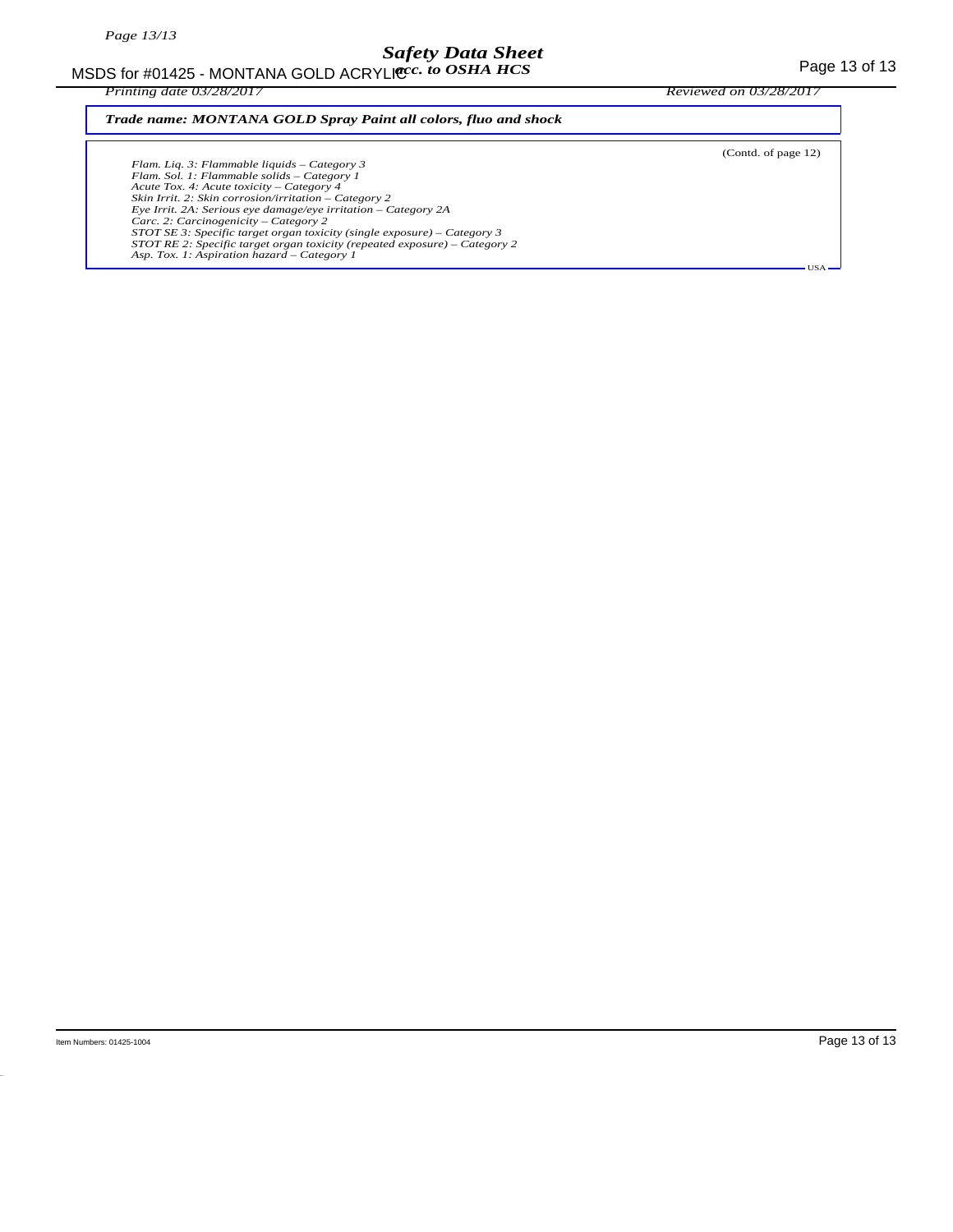*Trade name: MONTANA GOLD Spray Paint all colors, fluo and shock*

(Contd. of page 12)

*Flam. Liq. 3: Flammable liquids – Category 3*
*Flam. Sol. 1: Flammable solids – Category 1*
*Acute Tox. 4: Acute toxicity – Category 4*
*Skin Irrit. 2: Skin corrosion/irritation – Category 2*
*Eye Irrit. 2A: Serious eye damage/eye irritation – Category 2A*
*Carc. 2: Carcinogenicity – Category 2*
*STOT SE 3: Specific target organ toxicity (single exposure) – Category 3*
*STOT RE 2: Specific target organ toxicity (repeated exposure) – Category 2*
*Asp. Tox. 1: Aspiration hazard – Category 1*

USA